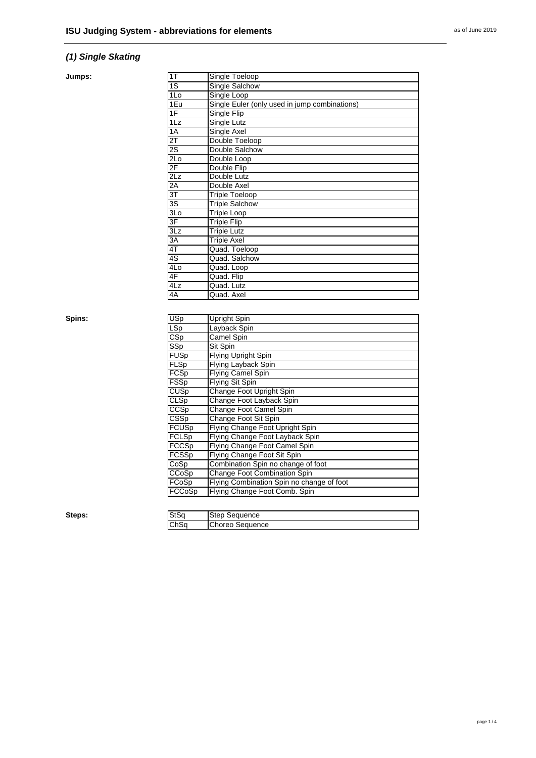# ISU Judging System - abbreviations for elements

as of June 2019

## *(1) Single Skating*

**Jumps:**

| | |
|---|---|
| 1T | Single Toeloop |
| 1S | Single Salchow |
| 1Lo | Single Loop |
| 1Eu | Single Euler (only used in jump combinations) |
| 1F | Single Flip |
| 1Lz | Single Lutz |
| 1A | Single Axel |
| 2T | Double Toeloop |
| 2S | Double Salchow |
| 2Lo | Double Loop |
| 2F | Double Flip |
| 2Lz | Double Lutz |
| 2A | Double Axel |
| 3T | Triple Toeloop |
| 3S | Triple Salchow |
| 3Lo | Triple Loop |
| 3F | Triple Flip |
| 3Lz | Triple Lutz |
| 3A | Triple Axel |
| 4T | Quad. Toeloop |
| 4S | Quad. Salchow |
| 4Lo | Quad. Loop |
| 4F | Quad. Flip |
| 4Lz | Quad. Lutz |
| 4A | Quad. Axel |

**Spins:**

| | |
|---|---|
| USp | Upright Spin |
| LSp | Layback Spin |
| CSp | Camel Spin |
| SSp | Sit Spin |
| FUSp | Flying Upright Spin |
| FLSp | Flying Layback Spin |
| FCSp | Flying Camel Spin |
| FSSp | Flying Sit Spin |
| CUSp | Change Foot Upright Spin |
| CLSp | Change Foot Layback Spin |
| CCSp | Change Foot Camel Spin |
| CSSp | Change Foot Sit Spin |
| FCUSp | Flying Change Foot Upright Spin |
| FCLSp | Flying Change Foot Layback Spin |
| FCCSp | Flying Change Foot Camel Spin |
| FCSSp | Flying Change Foot Sit Spin |
| CoSp | Combination Spin no change of foot |
| CCoSp | Change Foot Combination Spin |
| FCoSp | Flying Combination Spin no change of foot |
| FCCoSp | Flying Change Foot Comb. Spin |

**Steps:**

| | |
|---|---|
| StSq | Step Sequence |
| ChSq | Choreo Sequence |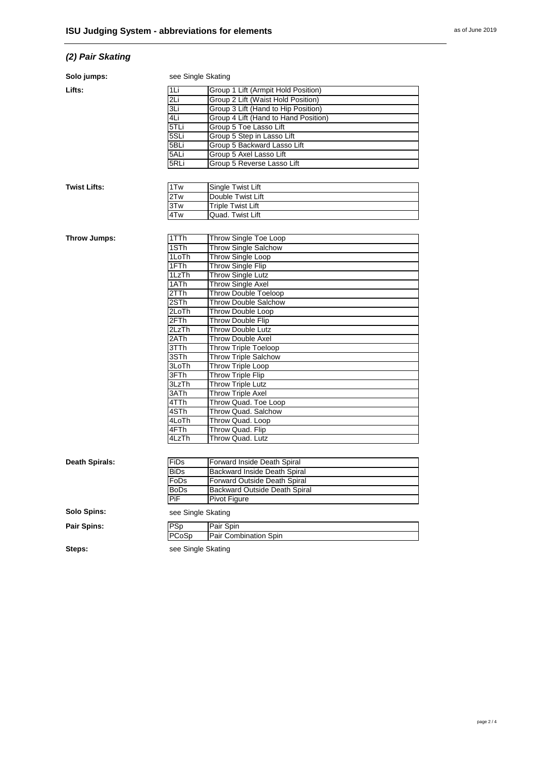## (2) Pair Skating

**Solo jumps:** see Single Skating

**Lifts:**

| | |
|---|---|
| 1Li | Group 1 Lift (Armpit Hold Position) |
| 2Li | Group 2 Lift (Waist Hold Position) |
| 3Li | Group 3 Lift (Hand to Hip Position) |
| 4Li | Group 4 Lift (Hand to Hand Position) |
| 5TLi | Group 5 Toe Lasso Lift |
| 5SLi | Group 5 Step in Lasso Lift |
| 5BLi | Group 5 Backward Lasso Lift |
| 5ALi | Group 5 Axel Lasso Lift |
| 5RLi | Group 5 Reverse Lasso Lift |

**Twist Lifts:**

| | |
|---|---|
| 1Tw | Single Twist Lift |
| 2Tw | Double Twist Lift |
| 3Tw | Triple Twist Lift |
| 4Tw | Quad. Twist Lift |

**Throw Jumps:**

| | |
|---|---|
| 1TTh | Throw Single Toe Loop |
| 1STh | Throw Single Salchow |
| 1LoTh | Throw Single Loop |
| 1FTh | Throw Single Flip |
| 1LzTh | Throw Single Lutz |
| 1ATh | Throw Single Axel |
| 2TTh | Throw Double Toeloop |
| 2STh | Throw Double Salchow |
| 2LoTh | Throw Double Loop |
| 2FTh | Throw Double Flip |
| 2LzTh | Throw Double Lutz |
| 2ATh | Throw Double Axel |
| 3TTh | Throw Triple Toeloop |
| 3STh | Throw Triple Salchow |
| 3LoTh | Throw Triple Loop |
| 3FTh | Throw Triple Flip |
| 3LzTh | Throw Triple Lutz |
| 3ATh | Throw Triple Axel |
| 4TTh | Throw Quad. Toe Loop |
| 4STh | Throw Quad. Salchow |
| 4LoTh | Throw Quad. Loop |
| 4FTh | Throw Quad. Flip |
| 4LzTh | Throw Quad. Lutz |

**Death Spirals:**

| | |
|---|---|
| FiDs | Forward Inside Death Spiral |
| BiDs | Backward Inside Death Spiral |
| FoDs | Forward Outside Death Spiral |
| BoDs | Backward Outside Death Spiral |
| PiF | Pivot Figure |

**Solo Spins:** see Single Skating

**Pair Spins:**

| | |
|---|---|
| PSp | Pair Spin |
| PCoSp | Pair Combination Spin |

**Steps:** see Single Skating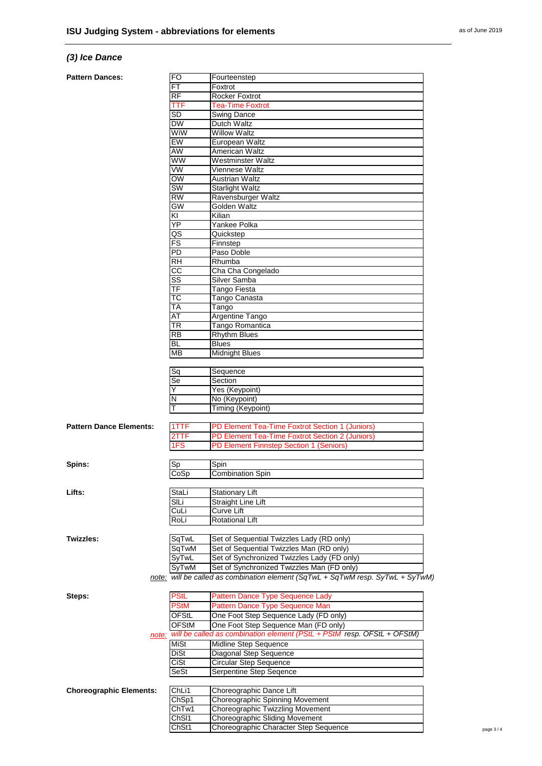## ISU Judging System - abbreviations for elements

as of June 2019

### *(3) Ice Dance*

**Pattern Dances:**

| | |
|---|---|
| FO | Fourteenstep |
| FT | Foxtrot |
| RF | Rocker Foxtrot |
| TTF | Tea-Time Foxtrot |
| SD | Swing Dance |
| DW | Dutch Waltz |
| WiW | Willow Waltz |
| EW | European Waltz |
| AW | American Waltz |
| WW | Westminster Waltz |
| VW | Viennese Waltz |
| OW | Austrian Waltz |
| SW | Starlight Waltz |
| RW | Ravensburger Waltz |
| GW | Golden Waltz |
| KI | Kilian |
| YP | Yankee Polka |
| QS | Quickstep |
| FS | Finnstep |
| PD | Paso Doble |
| RH | Rhumba |
| CC | Cha Cha Congelado |
| SS | Silver Samba |
| TF | Tango Fiesta |
| TC | Tango Canasta |
| TA | Tango |
| AT | Argentine Tango |
| TR | Tango Romantica |
| RB | Rhythm Blues |
| BL | Blues |
| MB | Midnight Blues |

| | |
|---|---|
| Sq | Sequence |
| Se | Section |
| Y | Yes (Keypoint) |
| N | No (Keypoint) |
| T | Timing (Keypoint) |

**Pattern Dance Elements:**

| | |
|---|---|
| 1TTF | PD Element Tea-Time Foxtrot Section 1 (Juniors) |
| 2TTF | PD Element Tea-Time Foxtrot Section 2 (Juniors) |
| 1FS | PD Element Finnstep Section 1 (Seniors) |

**Spins:**

| | |
|---|---|
| Sp | Spin |
| CoSp | Combination Spin |

**Lifts:**

| | |
|---|---|
| StaLi | Stationary Lift |
| SlLi | Straight Line Lift |
| CuLi | Curve Lift |
| RoLi | Rotational Lift |

**Twizzles:**

| | |
|---|---|
| SqTwL | Set of Sequential Twizzles Lady (RD only) |
| SqTwM | Set of Sequential Twizzles Man (RD only) |
| SyTwL | Set of Synchronized Twizzles Lady (FD only) |
| SyTwM | Set of Synchronized Twizzles Man (FD only) |

*note: will be called as combination element (SqTwL + SqTwM resp. SyTwL + SyTwM)*

**Steps:**

| | |
|---|---|
| PStL | Pattern Dance Type Sequence Lady |
| PStM | Pattern Dance Type Sequence Man |
| OFStL | One Foot Step Sequence Lady (FD only) |
| OFStM | One Foot Step Sequence Man (FD only) |

*note: will be called as combination element (PStL + PStM resp. OFStL + OFStM)*

| | |
|---|---|
| MiSt | Midline Step Sequence |
| DiSt | Diagonal Step Sequence |
| CiSt | Circular Step Sequence |
| SeSt | Serpentine Step Seqence |

**Choreographic Elements:**

| | |
|---|---|
| ChLi1 | Choreographic Dance Lift |
| ChSp1 | Choreographic Spinning Movement |
| ChTw1 | Choreographic Twizzling Movement |
| ChSl1 | Choreographic Sliding Movement |
| ChSt1 | Choreographic Character Step Sequence |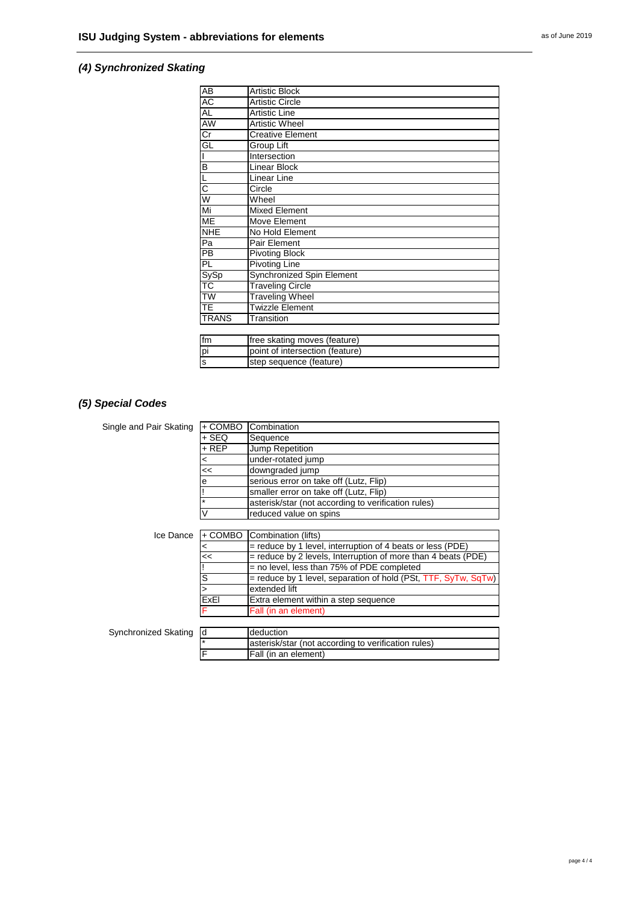## (4) Synchronized Skating

| | |
|---|---|
| AB | Artistic Block |
| AC | Artistic Circle |
| AL | Artistic Line |
| AW | Artistic Wheel |
| Cr | Creative Element |
| GL | Group Lift |
| I | Intersection |
| B | Linear Block |
| L | Linear Line |
| C | Circle |
| W | Wheel |
| Mi | Mixed Element |
| ME | Move Element |
| NHE | No Hold Element |
| Pa | Pair Element |
| PB | Pivoting Block |
| PL | Pivoting Line |
| SySp | Synchronized Spin Element |
| TC | Traveling Circle |
| TW | Traveling Wheel |
| TE | Twizzle Element |
| TRANS | Transition |

| | |
|---|---|
| fm | free skating moves (feature) |
| pi | point of intersection (feature) |
| s | step sequence (feature) |

## (5) Special Codes

Single and Pair Skating

| | |
|---|---|
| + COMBO | Combination |
| + SEQ | Sequence |
| + REP | Jump Repetition |
| < | under-rotated jump |
| << | downgraded jump |
| e | serious error on take off (Lutz, Flip) |
| ! | smaller error on take off (Lutz, Flip) |
| * | asterisk/star (not according to verification rules) |
| V | reduced value on spins |

Ice Dance

| | |
|---|---|
| + COMBO | Combination (lifts) |
| < | = reduce by 1 level, interruption of 4 beats or less (PDE) |
| << | = reduce by 2 levels, Interruption of more than 4 beats (PDE) |
| ! | = no level, less than 75% of PDE completed |
| S | = reduce by 1 level, separation of hold (PSt, TTF, SyTw, SqTw) |
| > | extended lift |
| ExEl | Extra element within a step sequence |
| F | Fall (in an element) |

Synchronized Skating

| | |
|---|---|
| d | deduction |
| * | asterisk/star (not according to verification rules) |
| F | Fall (in an element) |